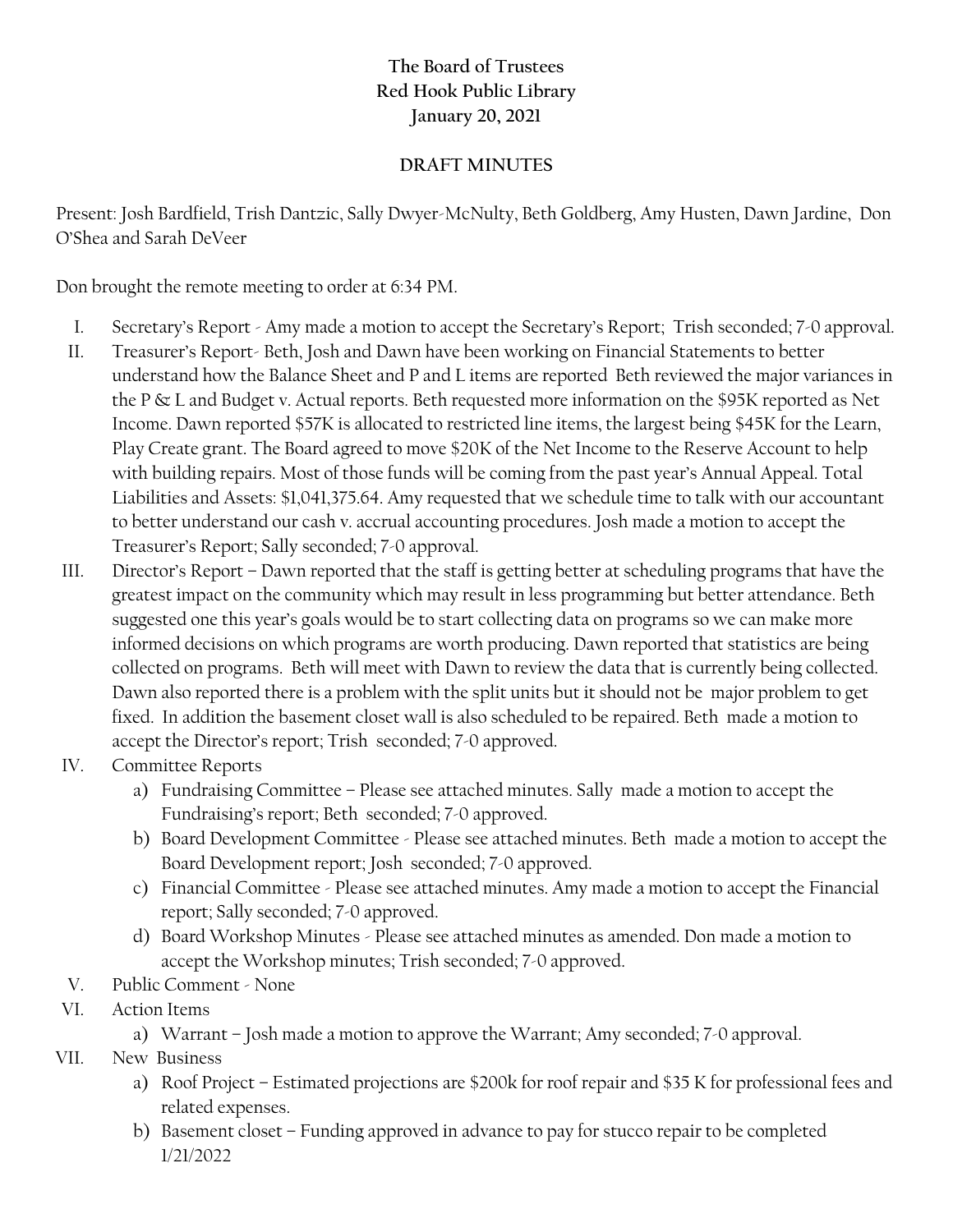# The Board of Trustees
# Red Hook Public Library
# January 20, 2021

## DRAFT MINUTES

Present: Josh Bardfield, Trish Dantzic, Sally Dwyer-McNulty, Beth Goldberg, Amy Husten, Dawn Jardine, Don O'Shea and Sarah DeVeer

Don brought the remote meeting to order at 6:34 PM.

I. Secretary's Report - Amy made a motion to accept the Secretary's Report; Trish seconded; 7-0 approval.

II. Treasurer's Report- Beth, Josh and Dawn have been working on Financial Statements to better understand how the Balance Sheet and P and L items are reported Beth reviewed the major variances in the P & L and Budget v. Actual reports. Beth requested more information on the $95K reported as Net Income. Dawn reported $57K is allocated to restricted line items, the largest being $45K for the Learn, Play Create grant. The Board agreed to move $20K of the Net Income to the Reserve Account to help with building repairs. Most of those funds will be coming from the past year's Annual Appeal. Total Liabilities and Assets: $1,041,375.64. Amy requested that we schedule time to talk with our accountant to better understand our cash v. accrual accounting procedures. Josh made a motion to accept the Treasurer's Report; Sally seconded; 7-0 approval.

III. Director's Report – Dawn reported that the staff is getting better at scheduling programs that have the greatest impact on the community which may result in less programming but better attendance. Beth suggested one this year's goals would be to start collecting data on programs so we can make more informed decisions on which programs are worth producing. Dawn reported that statistics are being collected on programs. Beth will meet with Dawn to review the data that is currently being collected. Dawn also reported there is a problem with the split units but it should not be major problem to get fixed. In addition the basement closet wall is also scheduled to be repaired. Beth made a motion to accept the Director's report; Trish seconded; 7-0 approved.

IV. Committee Reports
   a) Fundraising Committee – Please see attached minutes. Sally made a motion to accept the Fundraising's report; Beth seconded; 7-0 approved.
   b) Board Development Committee - Please see attached minutes. Beth made a motion to accept the Board Development report; Josh seconded; 7-0 approved.
   c) Financial Committee - Please see attached minutes. Amy made a motion to accept the Financial report; Sally seconded; 7-0 approved.
   d) Board Workshop Minutes - Please see attached minutes as amended. Don made a motion to accept the Workshop minutes; Trish seconded; 7-0 approved.

V. Public Comment - None

VI. Action Items
   a) Warrant – Josh made a motion to approve the Warrant; Amy seconded; 7-0 approval.

VII. New Business
   a) Roof Project – Estimated projections are $200k for roof repair and $35 K for professional fees and related expenses.
   b) Basement closet – Funding approved in advance to pay for stucco repair to be completed 1/21/2022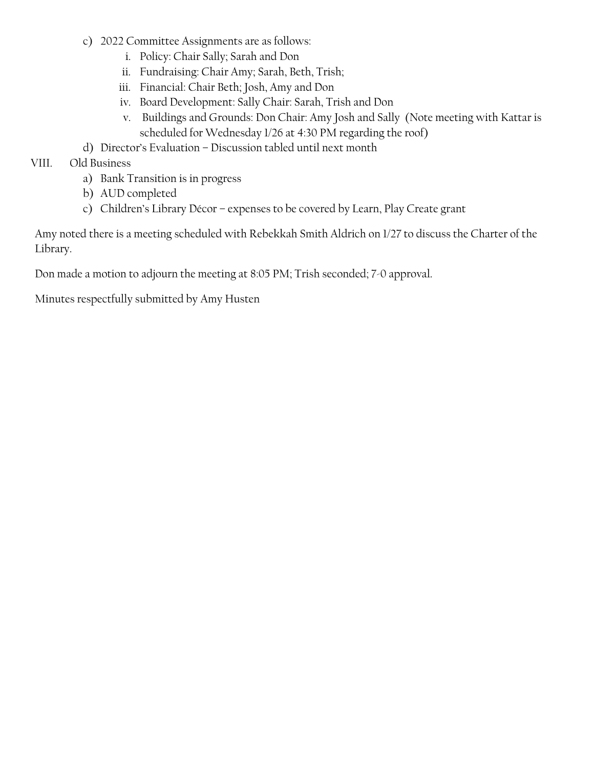c) 2022 Committee Assignments are as follows:
   i. Policy: Chair Sally; Sarah and Don
   ii. Fundraising: Chair Amy; Sarah, Beth, Trish;
   iii. Financial: Chair Beth; Josh, Amy and Don
   iv. Board Development: Sally Chair: Sarah, Trish and Don
   v. Buildings and Grounds: Don Chair: Amy Josh and Sally (Note meeting with Kattar is scheduled for Wednesday 1/26 at 4:30 PM regarding the roof)

d) Director's Evaluation – Discussion tabled until next month

VIII. Old Business

a) Bank Transition is in progress

b) AUD completed

c) Children's Library Décor – expenses to be covered by Learn, Play Create grant

Amy noted there is a meeting scheduled with Rebekkah Smith Aldrich on 1/27 to discuss the Charter of the Library.

Don made a motion to adjourn the meeting at 8:05 PM; Trish seconded; 7-0 approval.

Minutes respectfully submitted by Amy Husten